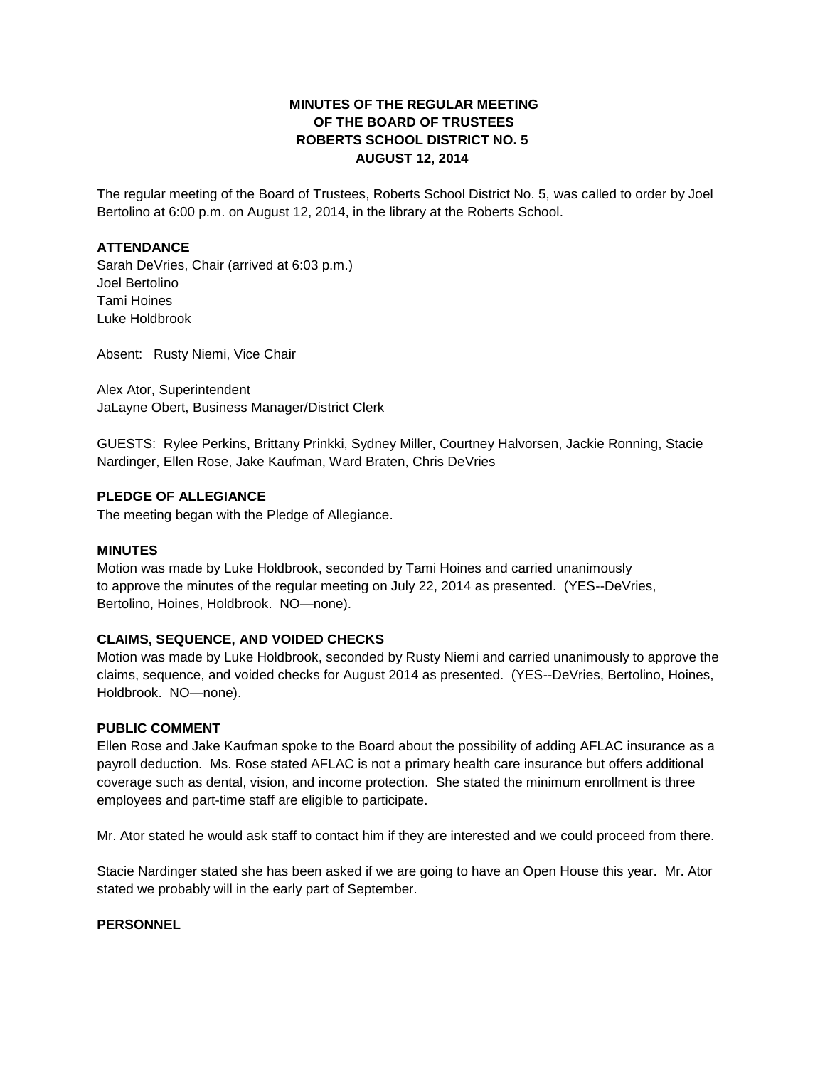**MINUTES OF THE REGULAR MEETING**
**OF THE BOARD OF TRUSTEES**
**ROBERTS SCHOOL DISTRICT NO. 5**
**AUGUST 12, 2014**

The regular meeting of the Board of Trustees, Roberts School District No. 5, was called to order by Joel Bertolino at 6:00 p.m. on August 12, 2014, in the library at the Roberts School.

**ATTENDANCE**

Sarah DeVries, Chair (arrived at 6:03 p.m.)
Joel Bertolino
Tami Hoines
Luke Holdbrook

Absent: Rusty Niemi, Vice Chair

Alex Ator, Superintendent
JaLayne Obert, Business Manager/District Clerk

GUESTS: Rylee Perkins, Brittany Prinkki, Sydney Miller, Courtney Halvorsen, Jackie Ronning, Stacie Nardinger, Ellen Rose, Jake Kaufman, Ward Braten, Chris DeVries

**PLEDGE OF ALLEGIANCE**

The meeting began with the Pledge of Allegiance.

**MINUTES**

Motion was made by Luke Holdbrook, seconded by Tami Hoines and carried unanimously to approve the minutes of the regular meeting on July 22, 2014 as presented. (YES--DeVries, Bertolino, Hoines, Holdbrook. NO—none).

**CLAIMS, SEQUENCE, AND VOIDED CHECKS**

Motion was made by Luke Holdbrook, seconded by Rusty Niemi and carried unanimously to approve the claims, sequence, and voided checks for August 2014 as presented. (YES--DeVries, Bertolino, Hoines, Holdbrook. NO—none).

**PUBLIC COMMENT**

Ellen Rose and Jake Kaufman spoke to the Board about the possibility of adding AFLAC insurance as a payroll deduction. Ms. Rose stated AFLAC is not a primary health care insurance but offers additional coverage such as dental, vision, and income protection. She stated the minimum enrollment is three employees and part-time staff are eligible to participate.

Mr. Ator stated he would ask staff to contact him if they are interested and we could proceed from there.

Stacie Nardinger stated she has been asked if we are going to have an Open House this year. Mr. Ator stated we probably will in the early part of September.

**PERSONNEL**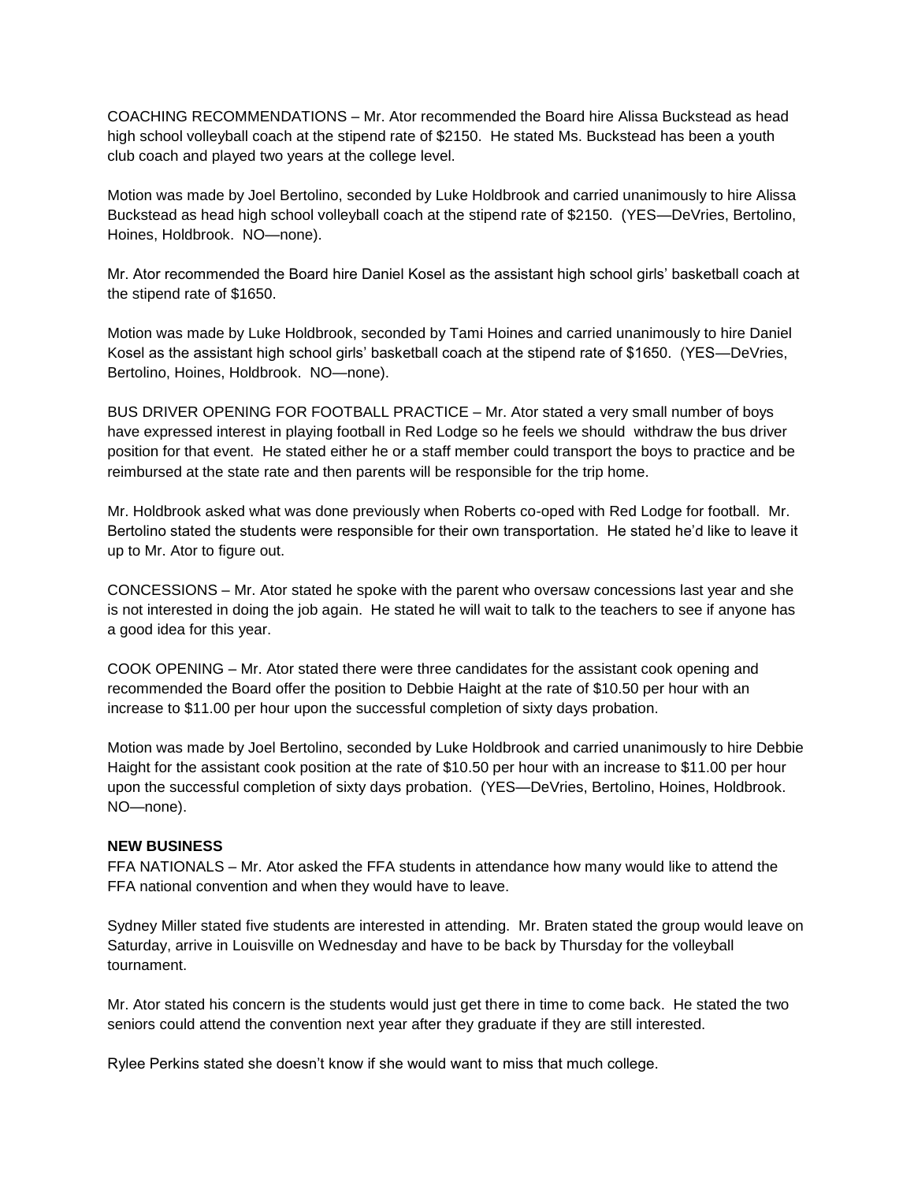COACHING RECOMMENDATIONS – Mr. Ator recommended the Board hire Alissa Buckstead as head high school volleyball coach at the stipend rate of $2150. He stated Ms. Buckstead has been a youth club coach and played two years at the college level.

Motion was made by Joel Bertolino, seconded by Luke Holdbrook and carried unanimously to hire Alissa Buckstead as head high school volleyball coach at the stipend rate of $2150. (YES—DeVries, Bertolino, Hoines, Holdbrook. NO—none).

Mr. Ator recommended the Board hire Daniel Kosel as the assistant high school girls' basketball coach at the stipend rate of $1650.

Motion was made by Luke Holdbrook, seconded by Tami Hoines and carried unanimously to hire Daniel Kosel as the assistant high school girls' basketball coach at the stipend rate of $1650. (YES—DeVries, Bertolino, Hoines, Holdbrook. NO—none).

BUS DRIVER OPENING FOR FOOTBALL PRACTICE – Mr. Ator stated a very small number of boys have expressed interest in playing football in Red Lodge so he feels we should withdraw the bus driver position for that event. He stated either he or a staff member could transport the boys to practice and be reimbursed at the state rate and then parents will be responsible for the trip home.

Mr. Holdbrook asked what was done previously when Roberts co-oped with Red Lodge for football. Mr. Bertolino stated the students were responsible for their own transportation. He stated he'd like to leave it up to Mr. Ator to figure out.

CONCESSIONS – Mr. Ator stated he spoke with the parent who oversaw concessions last year and she is not interested in doing the job again. He stated he will wait to talk to the teachers to see if anyone has a good idea for this year.

COOK OPENING – Mr. Ator stated there were three candidates for the assistant cook opening and recommended the Board offer the position to Debbie Haight at the rate of $10.50 per hour with an increase to $11.00 per hour upon the successful completion of sixty days probation.

Motion was made by Joel Bertolino, seconded by Luke Holdbrook and carried unanimously to hire Debbie Haight for the assistant cook position at the rate of $10.50 per hour with an increase to $11.00 per hour upon the successful completion of sixty days probation. (YES—DeVries, Bertolino, Hoines, Holdbrook. NO—none).

**NEW BUSINESS**

FFA NATIONALS – Mr. Ator asked the FFA students in attendance how many would like to attend the FFA national convention and when they would have to leave.

Sydney Miller stated five students are interested in attending. Mr. Braten stated the group would leave on Saturday, arrive in Louisville on Wednesday and have to be back by Thursday for the volleyball tournament.

Mr. Ator stated his concern is the students would just get there in time to come back. He stated the two seniors could attend the convention next year after they graduate if they are still interested.

Rylee Perkins stated she doesn't know if she would want to miss that much college.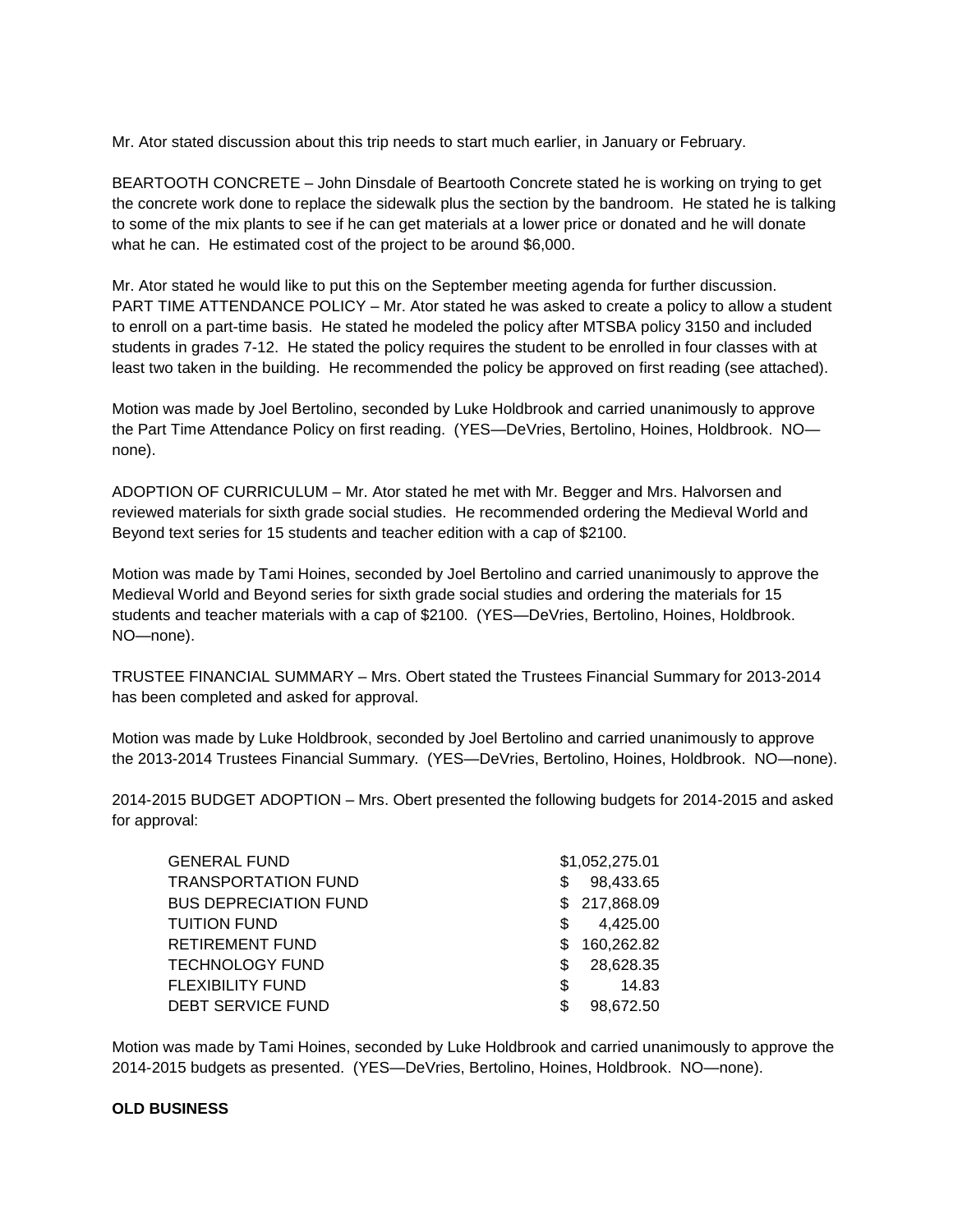Mr. Ator stated discussion about this trip needs to start much earlier, in January or February.

BEARTOOTH CONCRETE – John Dinsdale of Beartooth Concrete stated he is working on trying to get the concrete work done to replace the sidewalk plus the section by the bandroom. He stated he is talking to some of the mix plants to see if he can get materials at a lower price or donated and he will donate what he can. He estimated cost of the project to be around $6,000.

Mr. Ator stated he would like to put this on the September meeting agenda for further discussion.
PART TIME ATTENDANCE POLICY – Mr. Ator stated he was asked to create a policy to allow a student to enroll on a part-time basis. He stated he modeled the policy after MTSBA policy 3150 and included students in grades 7-12. He stated the policy requires the student to be enrolled in four classes with at least two taken in the building. He recommended the policy be approved on first reading (see attached).

Motion was made by Joel Bertolino, seconded by Luke Holdbrook and carried unanimously to approve the Part Time Attendance Policy on first reading. (YES—DeVries, Bertolino, Hoines, Holdbrook. NO—none).

ADOPTION OF CURRICULUM – Mr. Ator stated he met with Mr. Begger and Mrs. Halvorsen and reviewed materials for sixth grade social studies. He recommended ordering the Medieval World and Beyond text series for 15 students and teacher edition with a cap of $2100.

Motion was made by Tami Hoines, seconded by Joel Bertolino and carried unanimously to approve the Medieval World and Beyond series for sixth grade social studies and ordering the materials for 15 students and teacher materials with a cap of $2100. (YES—DeVries, Bertolino, Hoines, Holdbrook. NO—none).

TRUSTEE FINANCIAL SUMMARY – Mrs. Obert stated the Trustees Financial Summary for 2013-2014 has been completed and asked for approval.

Motion was made by Luke Holdbrook, seconded by Joel Bertolino and carried unanimously to approve the 2013-2014 Trustees Financial Summary. (YES—DeVries, Bertolino, Hoines, Holdbrook. NO—none).

2014-2015 BUDGET ADOPTION – Mrs. Obert presented the following budgets for 2014-2015 and asked for approval:

| | |
|---|---|
| GENERAL FUND | $1,052,275.01 |
| TRANSPORTATION FUND | $ 98,433.65 |
| BUS DEPRECIATION FUND | $ 217,868.09 |
| TUITION FUND | $ 4,425.00 |
| RETIREMENT FUND | $ 160,262.82 |
| TECHNOLOGY FUND | $ 28,628.35 |
| FLEXIBILITY FUND | $ 14.83 |
| DEBT SERVICE FUND | $ 98,672.50 |

Motion was made by Tami Hoines, seconded by Luke Holdbrook and carried unanimously to approve the 2014-2015 budgets as presented. (YES—DeVries, Bertolino, Hoines, Holdbrook. NO—none).

**OLD BUSINESS**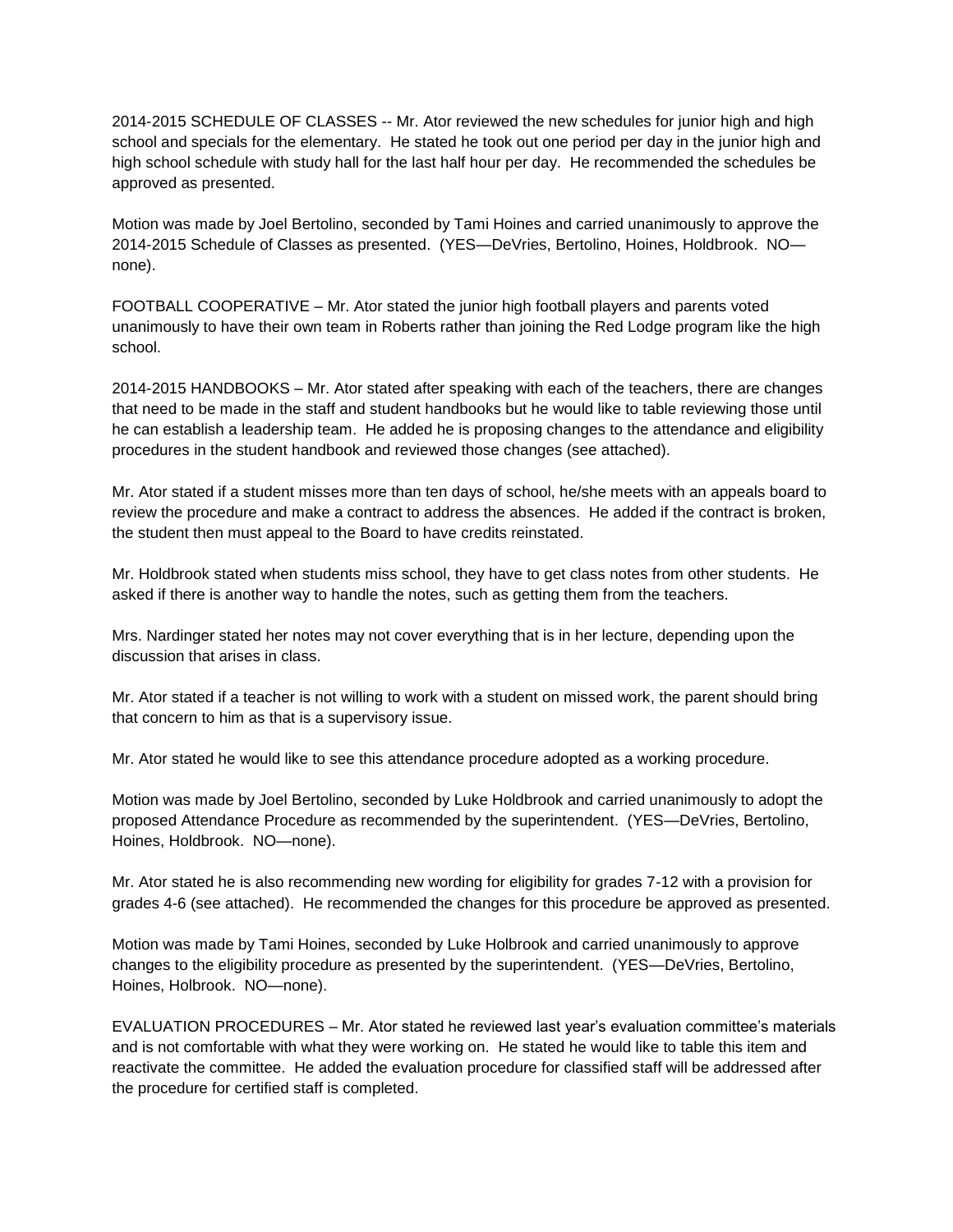2014-2015 SCHEDULE OF CLASSES -- Mr. Ator reviewed the new schedules for junior high and high school and specials for the elementary. He stated he took out one period per day in the junior high and high school schedule with study hall for the last half hour per day. He recommended the schedules be approved as presented.

Motion was made by Joel Bertolino, seconded by Tami Hoines and carried unanimously to approve the 2014-2015 Schedule of Classes as presented. (YES—DeVries, Bertolino, Hoines, Holdbrook. NO—none).

FOOTBALL COOPERATIVE – Mr. Ator stated the junior high football players and parents voted unanimously to have their own team in Roberts rather than joining the Red Lodge program like the high school.

2014-2015 HANDBOOKS – Mr. Ator stated after speaking with each of the teachers, there are changes that need to be made in the staff and student handbooks but he would like to table reviewing those until he can establish a leadership team. He added he is proposing changes to the attendance and eligibility procedures in the student handbook and reviewed those changes (see attached).

Mr. Ator stated if a student misses more than ten days of school, he/she meets with an appeals board to review the procedure and make a contract to address the absences. He added if the contract is broken, the student then must appeal to the Board to have credits reinstated.

Mr. Holdbrook stated when students miss school, they have to get class notes from other students. He asked if there is another way to handle the notes, such as getting them from the teachers.

Mrs. Nardinger stated her notes may not cover everything that is in her lecture, depending upon the discussion that arises in class.

Mr. Ator stated if a teacher is not willing to work with a student on missed work, the parent should bring that concern to him as that is a supervisory issue.

Mr. Ator stated he would like to see this attendance procedure adopted as a working procedure.

Motion was made by Joel Bertolino, seconded by Luke Holdbrook and carried unanimously to adopt the proposed Attendance Procedure as recommended by the superintendent. (YES—DeVries, Bertolino, Hoines, Holdbrook. NO—none).

Mr. Ator stated he is also recommending new wording for eligibility for grades 7-12 with a provision for grades 4-6 (see attached). He recommended the changes for this procedure be approved as presented.

Motion was made by Tami Hoines, seconded by Luke Holbrook and carried unanimously to approve changes to the eligibility procedure as presented by the superintendent. (YES—DeVries, Bertolino, Hoines, Holbrook. NO—none).

EVALUATION PROCEDURES – Mr. Ator stated he reviewed last year's evaluation committee's materials and is not comfortable with what they were working on. He stated he would like to table this item and reactivate the committee. He added the evaluation procedure for classified staff will be addressed after the procedure for certified staff is completed.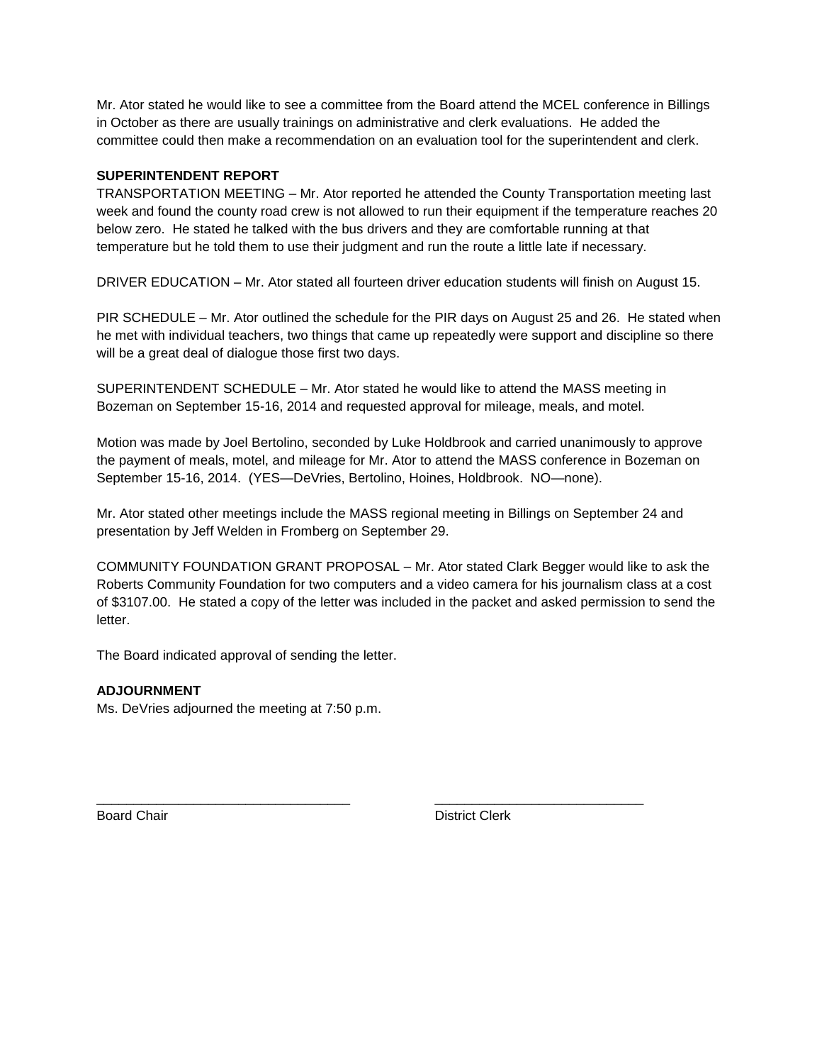Mr. Ator stated he would like to see a committee from the Board attend the MCEL conference in Billings in October as there are usually trainings on administrative and clerk evaluations. He added the committee could then make a recommendation on an evaluation tool for the superintendent and clerk.

**SUPERINTENDENT REPORT**

TRANSPORTATION MEETING – Mr. Ator reported he attended the County Transportation meeting last week and found the county road crew is not allowed to run their equipment if the temperature reaches 20 below zero. He stated he talked with the bus drivers and they are comfortable running at that temperature but he told them to use their judgment and run the route a little late if necessary.

DRIVER EDUCATION – Mr. Ator stated all fourteen driver education students will finish on August 15.

PIR SCHEDULE – Mr. Ator outlined the schedule for the PIR days on August 25 and 26. He stated when he met with individual teachers, two things that came up repeatedly were support and discipline so there will be a great deal of dialogue those first two days.

SUPERINTENDENT SCHEDULE – Mr. Ator stated he would like to attend the MASS meeting in Bozeman on September 15-16, 2014 and requested approval for mileage, meals, and motel.

Motion was made by Joel Bertolino, seconded by Luke Holdbrook and carried unanimously to approve the payment of meals, motel, and mileage for Mr. Ator to attend the MASS conference in Bozeman on September 15-16, 2014. (YES—DeVries, Bertolino, Hoines, Holdbrook. NO—none).

Mr. Ator stated other meetings include the MASS regional meeting in Billings on September 24 and presentation by Jeff Welden in Fromberg on September 29.

COMMUNITY FOUNDATION GRANT PROPOSAL – Mr. Ator stated Clark Begger would like to ask the Roberts Community Foundation for two computers and a video camera for his journalism class at a cost of $3107.00. He stated a copy of the letter was included in the packet and asked permission to send the letter.

The Board indicated approval of sending the letter.

**ADJOURNMENT**

Ms. DeVries adjourned the meeting at 7:50 p.m.

\_\_\_\_\_\_\_\_\_\_\_\_\_\_\_\_\_\_\_\_\_\_\_\_\_\_\_\_\_\_\_\_\_\_ \_\_\_\_\_\_\_\_\_\_\_\_\_\_\_\_\_\_\_\_\_\_\_\_\_\_\_\_\_\_

Board Chair District Clerk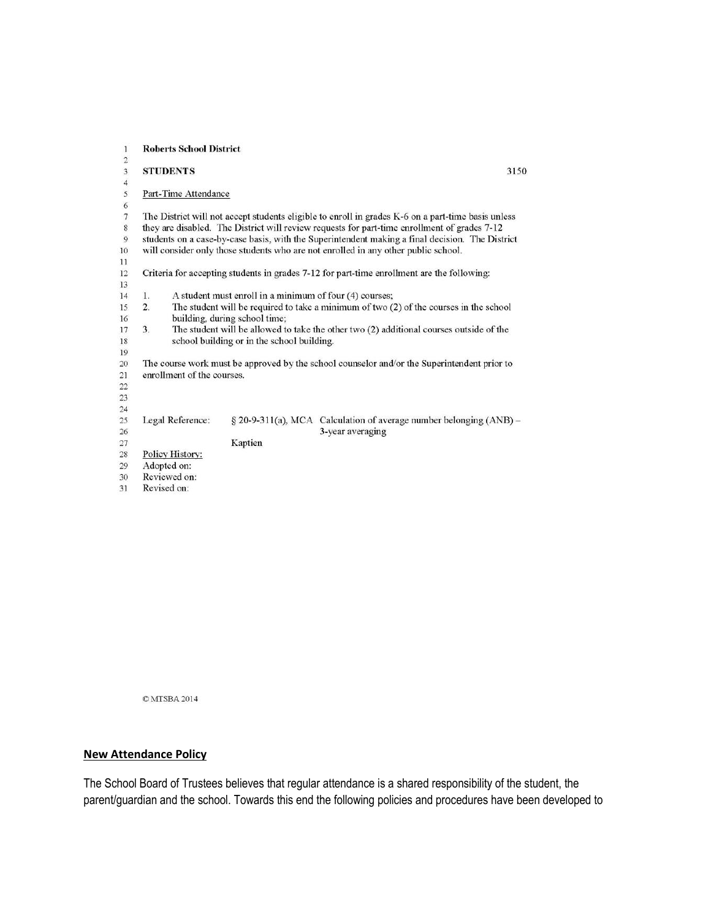**Roberts School District**

**STUDENTS** 3150

Part-Time Attendance

The District will not accept students eligible to enroll in grades K-6 on a part-time basis unless they are disabled. The District will review requests for part-time enrollment of grades 7-12 students on a case-by-case basis, with the Superintendent making a final decision. The District will consider only those students who are not enrolled in any other public school.

Criteria for accepting students in grades 7-12 for part-time enrollment are the following:

1. A student must enroll in a minimum of four (4) courses;
2. The student will be required to take a minimum of two (2) of the courses in the school building, during school time;
3. The student will be allowed to take the other two (2) additional courses outside of the school building or in the school building.

The course work must be approved by the school counselor and/or the Superintendent prior to enrollment of the courses.

| Legal Reference: | § 20-9-311(a), MCA | Calculation of average number belonging (ANB) – 3-year averaging |
|---|---|---|
| | Kaptien | |

Policy History:
Adopted on:
Reviewed on:
Revised on:

© MTSBA 2014

## **New Attendance Policy**

The School Board of Trustees believes that regular attendance is a shared responsibility of the student, the parent/guardian and the school. Towards this end the following policies and procedures have been developed to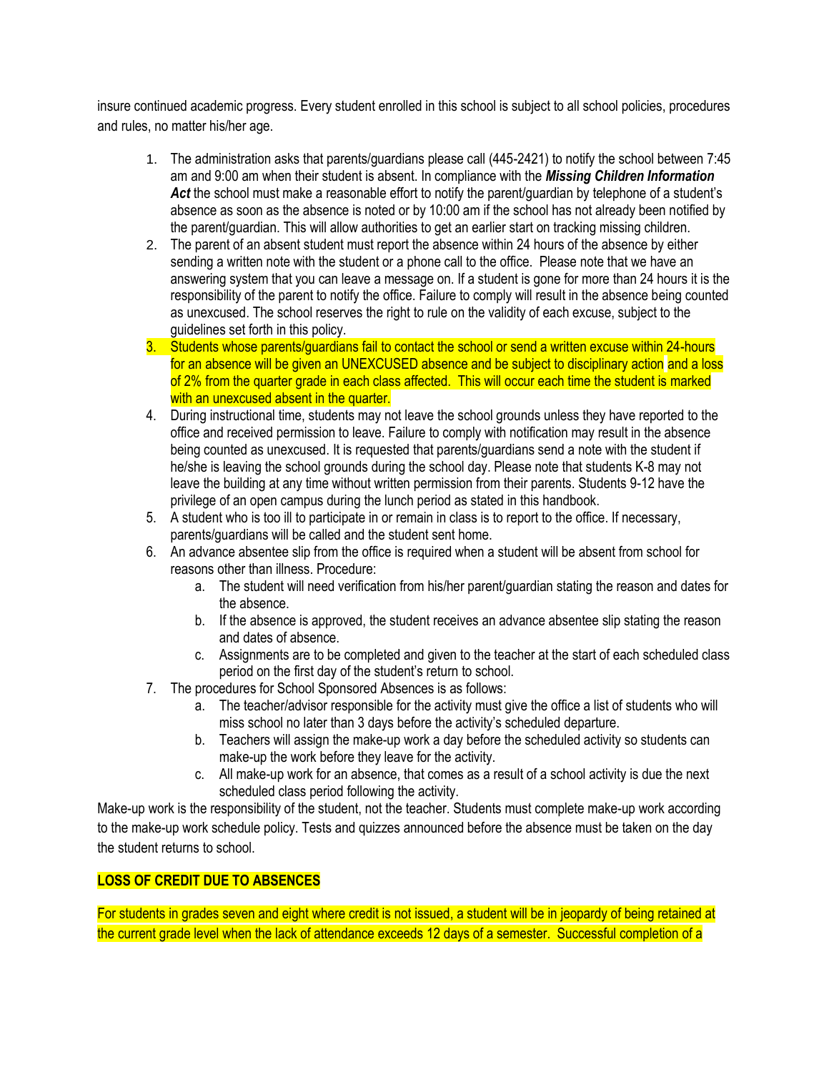insure continued academic progress. Every student enrolled in this school is subject to all school policies, procedures and rules, no matter his/her age.

1. The administration asks that parents/guardians please call (445-2421) to notify the school between 7:45 am and 9:00 am when their student is absent. In compliance with the ***Missing Children Information Act*** the school must make a reasonable effort to notify the parent/guardian by telephone of a student's absence as soon as the absence is noted or by 10:00 am if the school has not already been notified by the parent/guardian. This will allow authorities to get an earlier start on tracking missing children.
2. The parent of an absent student must report the absence within 24 hours of the absence by either sending a written note with the student or a phone call to the office. Please note that we have an answering system that you can leave a message on. If a student is gone for more than 24 hours it is the responsibility of the parent to notify the office. Failure to comply will result in the absence being counted as unexcused. The school reserves the right to rule on the validity of each excuse, subject to the guidelines set forth in this policy.
3. Students whose parents/guardians fail to contact the school or send a written excuse within 24-hours for an absence will be given an UNEXCUSED absence and be subject to disciplinary action and a loss of 2% from the quarter grade in each class affected. This will occur each time the student is marked with an unexcused absent in the quarter.
4. During instructional time, students may not leave the school grounds unless they have reported to the office and received permission to leave. Failure to comply with notification may result in the absence being counted as unexcused. It is requested that parents/guardians send a note with the student if he/she is leaving the school grounds during the school day. Please note that students K-8 may not leave the building at any time without written permission from their parents. Students 9-12 have the privilege of an open campus during the lunch period as stated in this handbook.
5. A student who is too ill to participate in or remain in class is to report to the office. If necessary, parents/guardians will be called and the student sent home.
6. An advance absentee slip from the office is required when a student will be absent from school for reasons other than illness. Procedure:
   a. The student will need verification from his/her parent/guardian stating the reason and dates for the absence.
   b. If the absence is approved, the student receives an advance absentee slip stating the reason and dates of absence.
   c. Assignments are to be completed and given to the teacher at the start of each scheduled class period on the first day of the student's return to school.
7. The procedures for School Sponsored Absences is as follows:
   a. The teacher/advisor responsible for the activity must give the office a list of students who will miss school no later than 3 days before the activity's scheduled departure.
   b. Teachers will assign the make-up work a day before the scheduled activity so students can make-up the work before they leave for the activity.
   c. All make-up work for an absence, that comes as a result of a school activity is due the next scheduled class period following the activity.

Make-up work is the responsibility of the student, not the teacher. Students must complete make-up work according to the make-up work schedule policy. Tests and quizzes announced before the absence must be taken on the day the student returns to school.

**LOSS OF CREDIT DUE TO ABSENCES**

For students in grades seven and eight where credit is not issued, a student will be in jeopardy of being retained at the current grade level when the lack of attendance exceeds 12 days of a semester. Successful completion of a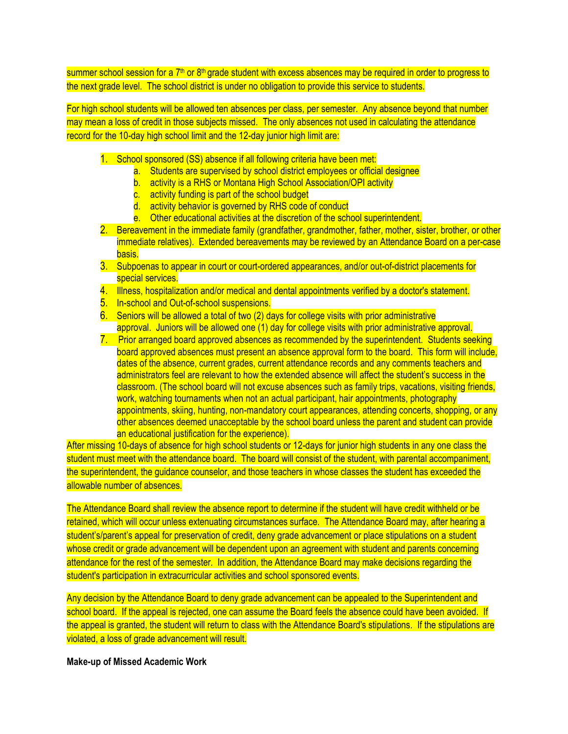summer school session for a 7th or 8th grade student with excess absences may be required in order to progress to the next grade level. The school district is under no obligation to provide this service to students.

For high school students will be allowed ten absences per class, per semester. Any absence beyond that number may mean a loss of credit in those subjects missed. The only absences not used in calculating the attendance record for the 10-day high school limit and the 12-day junior high limit are:

1. School sponsored (SS) absence if all following criteria have been met:
    a. Students are supervised by school district employees or official designee
    b. activity is a RHS or Montana High School Association/OPI activity
    c. activity funding is part of the school budget
    d. activity behavior is governed by RHS code of conduct
    e. Other educational activities at the discretion of the school superintendent.
2. Bereavement in the immediate family (grandfather, grandmother, father, mother, sister, brother, or other immediate relatives). Extended bereavements may be reviewed by an Attendance Board on a per-case basis.
3. Subpoenas to appear in court or court-ordered appearances, and/or out-of-district placements for special services.
4. Illness, hospitalization and/or medical and dental appointments verified by a doctor's statement.
5. In-school and Out-of-school suspensions.
6. Seniors will be allowed a total of two (2) days for college visits with prior administrative approval. Juniors will be allowed one (1) day for college visits with prior administrative approval.
7. Prior arranged board approved absences as recommended by the superintendent. Students seeking board approved absences must present an absence approval form to the board. This form will include, dates of the absence, current grades, current attendance records and any comments teachers and administrators feel are relevant to how the extended absence will affect the student's success in the classroom. (The school board will not excuse absences such as family trips, vacations, visiting friends, work, watching tournaments when not an actual participant, hair appointments, photography appointments, skiing, hunting, non-mandatory court appearances, attending concerts, shopping, or any other absences deemed unacceptable by the school board unless the parent and student can provide an educational justification for the experience).

After missing 10-days of absence for high school students or 12-days for junior high students in any one class the student must meet with the attendance board. The board will consist of the student, with parental accompaniment, the superintendent, the guidance counselor, and those teachers in whose classes the student has exceeded the allowable number of absences.

The Attendance Board shall review the absence report to determine if the student will have credit withheld or be retained, which will occur unless extenuating circumstances surface. The Attendance Board may, after hearing a student's/parent's appeal for preservation of credit, deny grade advancement or place stipulations on a student whose credit or grade advancement will be dependent upon an agreement with student and parents concerning attendance for the rest of the semester. In addition, the Attendance Board may make decisions regarding the student's participation in extracurricular activities and school sponsored events.

Any decision by the Attendance Board to deny grade advancement can be appealed to the Superintendent and school board. If the appeal is rejected, one can assume the Board feels the absence could have been avoided. If the appeal is granted, the student will return to class with the Attendance Board's stipulations. If the stipulations are violated, a loss of grade advancement will result.

**Make-up of Missed Academic Work**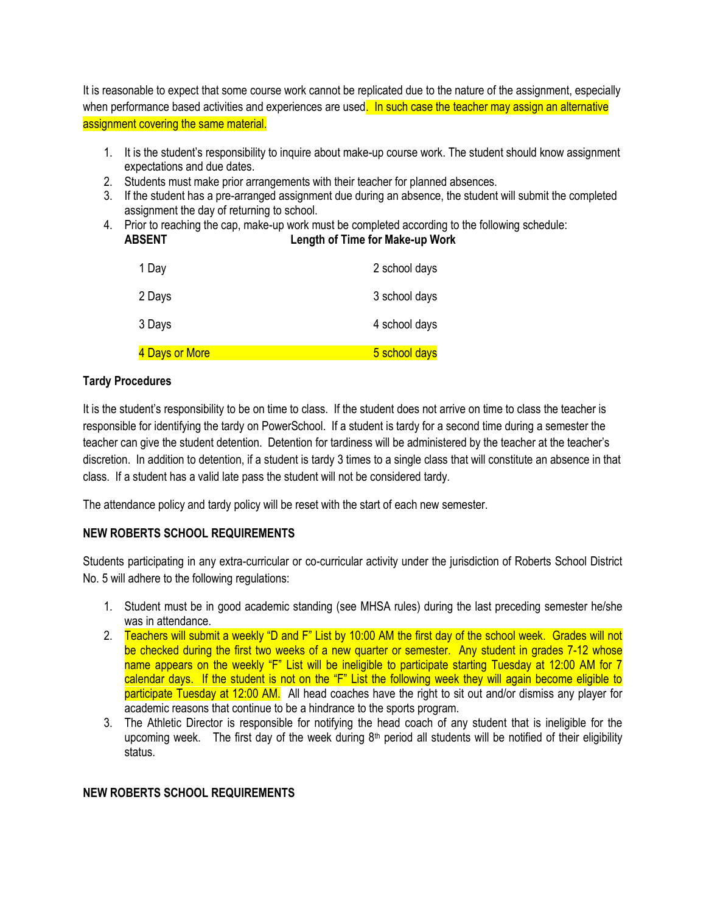It is reasonable to expect that some course work cannot be replicated due to the nature of the assignment, especially when performance based activities and experiences are used. In such case the teacher may assign an alternative assignment covering the same material.

1. It is the student's responsibility to inquire about make-up course work. The student should know assignment expectations and due dates.
2. Students must make prior arrangements with their teacher for planned absences.
3. If the student has a pre-arranged assignment due during an absence, the student will submit the completed assignment the day of returning to school.
4. Prior to reaching the cap, make-up work must be completed according to the following schedule:

| ABSENT | Length of Time for Make-up Work |
|---|---|
| 1 Day | 2 school days |
| 2 Days | 3 school days |
| 3 Days | 4 school days |
| 4 Days or More | 5 school days |

**Tardy Procedures**

It is the student's responsibility to be on time to class. If the student does not arrive on time to class the teacher is responsible for identifying the tardy on PowerSchool. If a student is tardy for a second time during a semester the teacher can give the student detention. Detention for tardiness will be administered by the teacher at the teacher's discretion. In addition to detention, if a student is tardy 3 times to a single class that will constitute an absence in that class. If a student has a valid late pass the student will not be considered tardy.

The attendance policy and tardy policy will be reset with the start of each new semester.

**NEW ROBERTS SCHOOL REQUIREMENTS**

Students participating in any extra-curricular or co-curricular activity under the jurisdiction of Roberts School District No. 5 will adhere to the following regulations:

1. Student must be in good academic standing (see MHSA rules) during the last preceding semester he/she was in attendance.
2. Teachers will submit a weekly "D and F" List by 10:00 AM the first day of the school week. Grades will not be checked during the first two weeks of a new quarter or semester. Any student in grades 7-12 whose name appears on the weekly "F" List will be ineligible to participate starting Tuesday at 12:00 AM for 7 calendar days. If the student is not on the "F" List the following week they will again become eligible to participate Tuesday at 12:00 AM. All head coaches have the right to sit out and/or dismiss any player for academic reasons that continue to be a hindrance to the sports program.
3. The Athletic Director is responsible for notifying the head coach of any student that is ineligible for the upcoming week. The first day of the week during 8th period all students will be notified of their eligibility status.

**NEW ROBERTS SCHOOL REQUIREMENTS**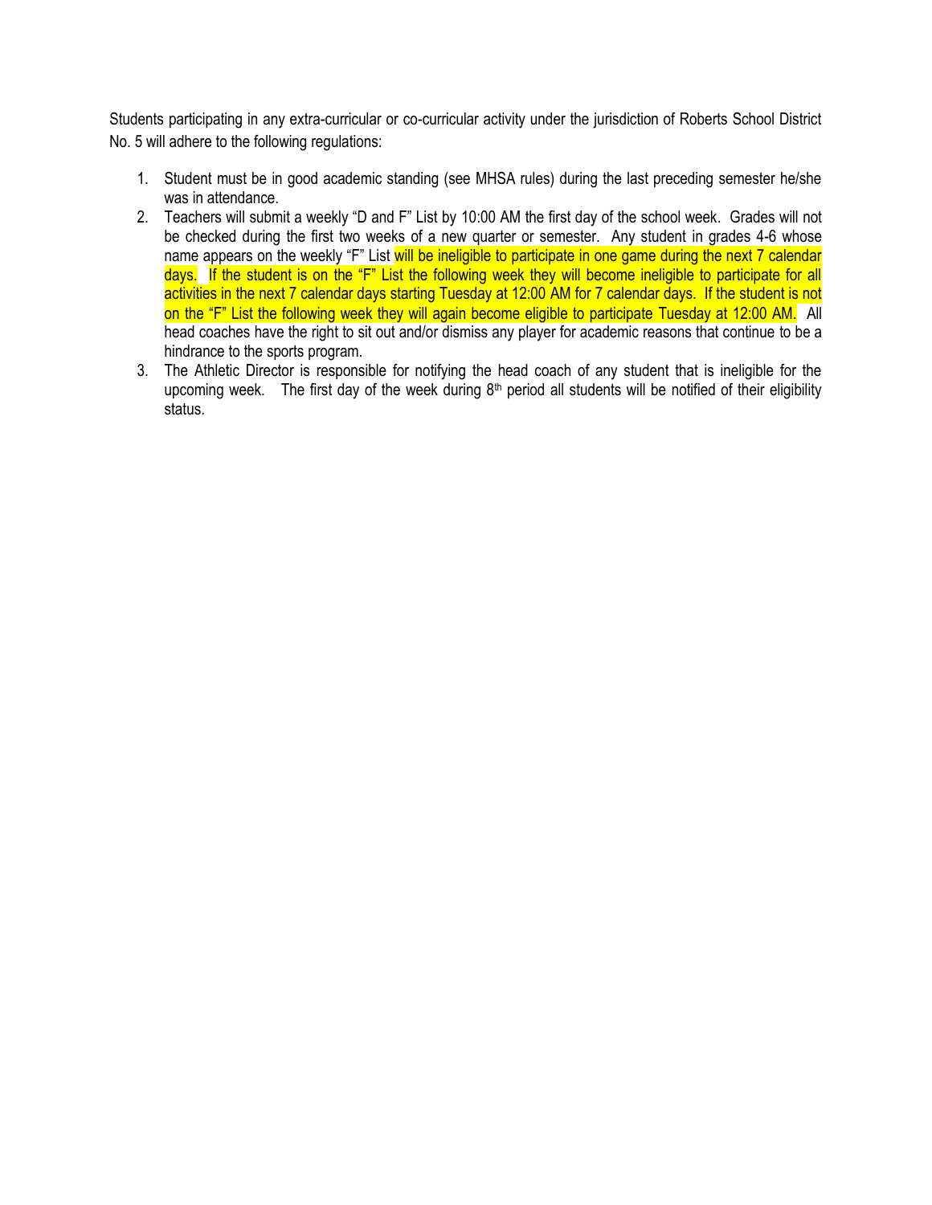Students participating in any extra-curricular or co-curricular activity under the jurisdiction of Roberts School District No. 5 will adhere to the following regulations:

1. Student must be in good academic standing (see MHSA rules) during the last preceding semester he/she was in attendance.
2. Teachers will submit a weekly "D and F" List by 10:00 AM the first day of the school week. Grades will not be checked during the first two weeks of a new quarter or semester. Any student in grades 4-6 whose name appears on the weekly "F" List will be ineligible to participate in one game during the next 7 calendar days. If the student is on the "F" List the following week they will become ineligible to participate for all activities in the next 7 calendar days starting Tuesday at 12:00 AM for 7 calendar days. If the student is not on the "F" List the following week they will again become eligible to participate Tuesday at 12:00 AM. All head coaches have the right to sit out and/or dismiss any player for academic reasons that continue to be a hindrance to the sports program.
3. The Athletic Director is responsible for notifying the head coach of any student that is ineligible for the upcoming week. The first day of the week during 8th period all students will be notified of their eligibility status.